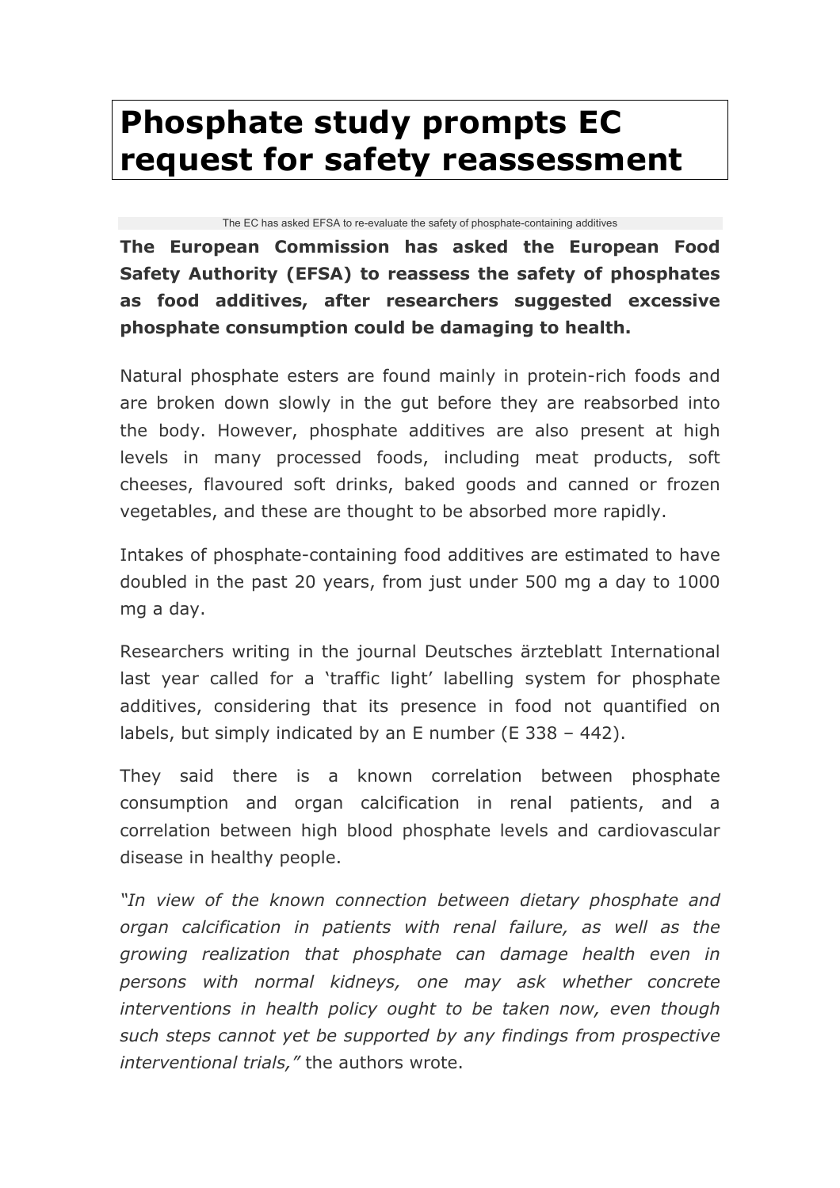# Phosphate study prompts EC request for safety reassessment

The EC has asked EFSA to re-evaluate the safety of phosphate-containing additives

**The European Commission has asked the European Food Safety Authority (EFSA) to reassess the safety of phosphates as food additives, after researchers suggested excessive phosphate consumption could be damaging to health.**

Natural phosphate esters are found mainly in protein-rich foods and are broken down slowly in the gut before they are reabsorbed into the body. However, phosphate additives are also present at high levels in many processed foods, including meat products, soft cheeses, flavoured soft drinks, baked goods and canned or frozen vegetables, and these are thought to be absorbed more rapidly.

Intakes of phosphate-containing food additives are estimated to have doubled in the past 20 years, from just under 500 mg a day to 1000 mg a day.

Researchers writing in the journal Deutsches ärzteblatt International last year called for a 'traffic light' labelling system for phosphate additives, considering that its presence in food not quantified on labels, but simply indicated by an E number (E 338 – 442).

They said there is a known correlation between phosphate consumption and organ calcification in renal patients, and a correlation between high blood phosphate levels and cardiovascular disease in healthy people.

*"In view of the known connection between dietary phosphate and organ calcification in patients with renal failure, as well as the growing realization that phosphate can damage health even in persons with normal kidneys, one may ask whether concrete interventions in health policy ought to be taken now, even though such steps cannot yet be supported by any findings from prospective interventional trials,"* the authors wrote.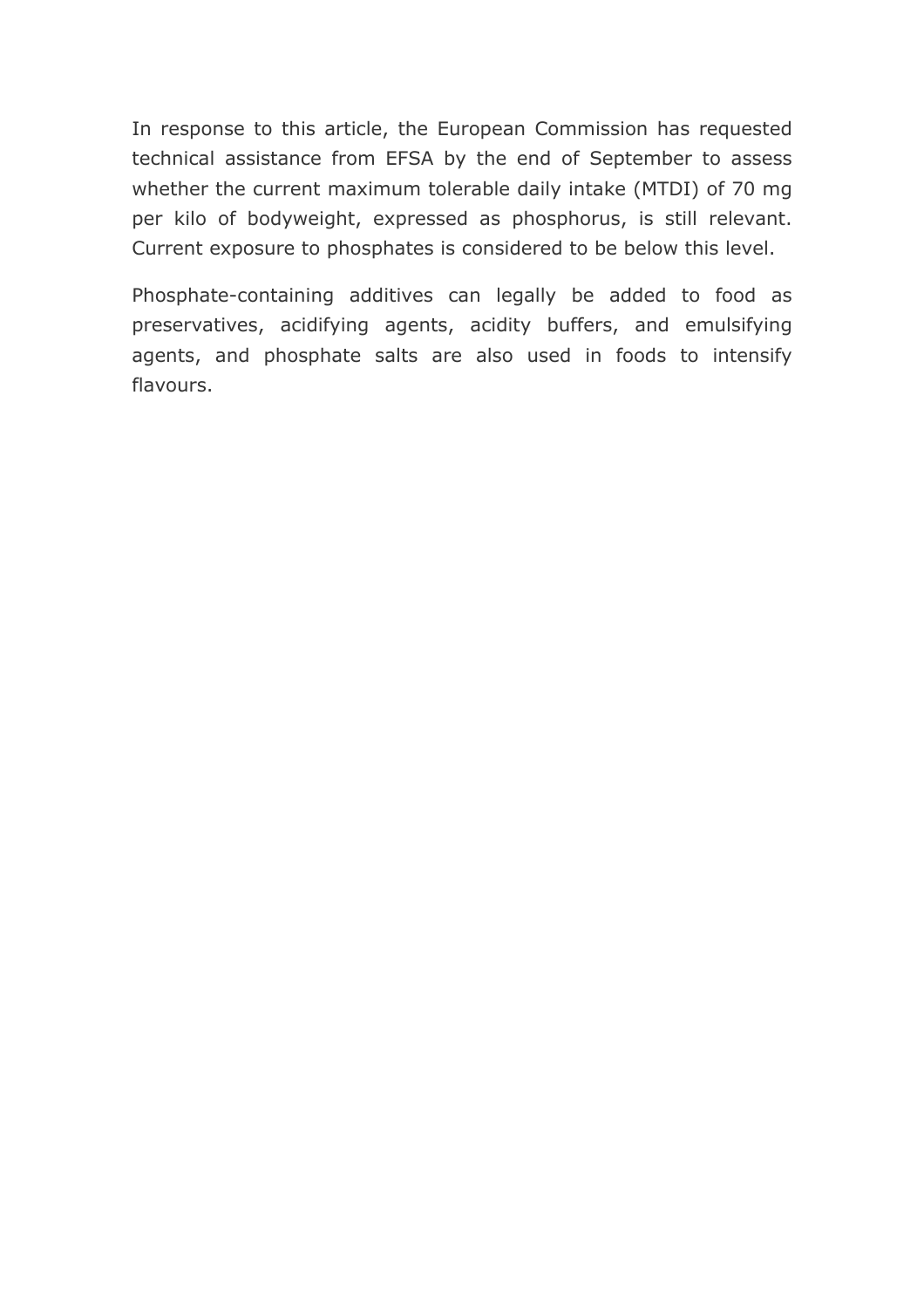In response to this article, the European Commission has requested technical assistance from EFSA by the end of September to assess whether the current maximum tolerable daily intake (MTDI) of 70 mg per kilo of bodyweight, expressed as phosphorus, is still relevant. Current exposure to phosphates is considered to be below this level.

Phosphate-containing additives can legally be added to food as preservatives, acidifying agents, acidity buffers, and emulsifying agents, and phosphate salts are also used in foods to intensify flavours.